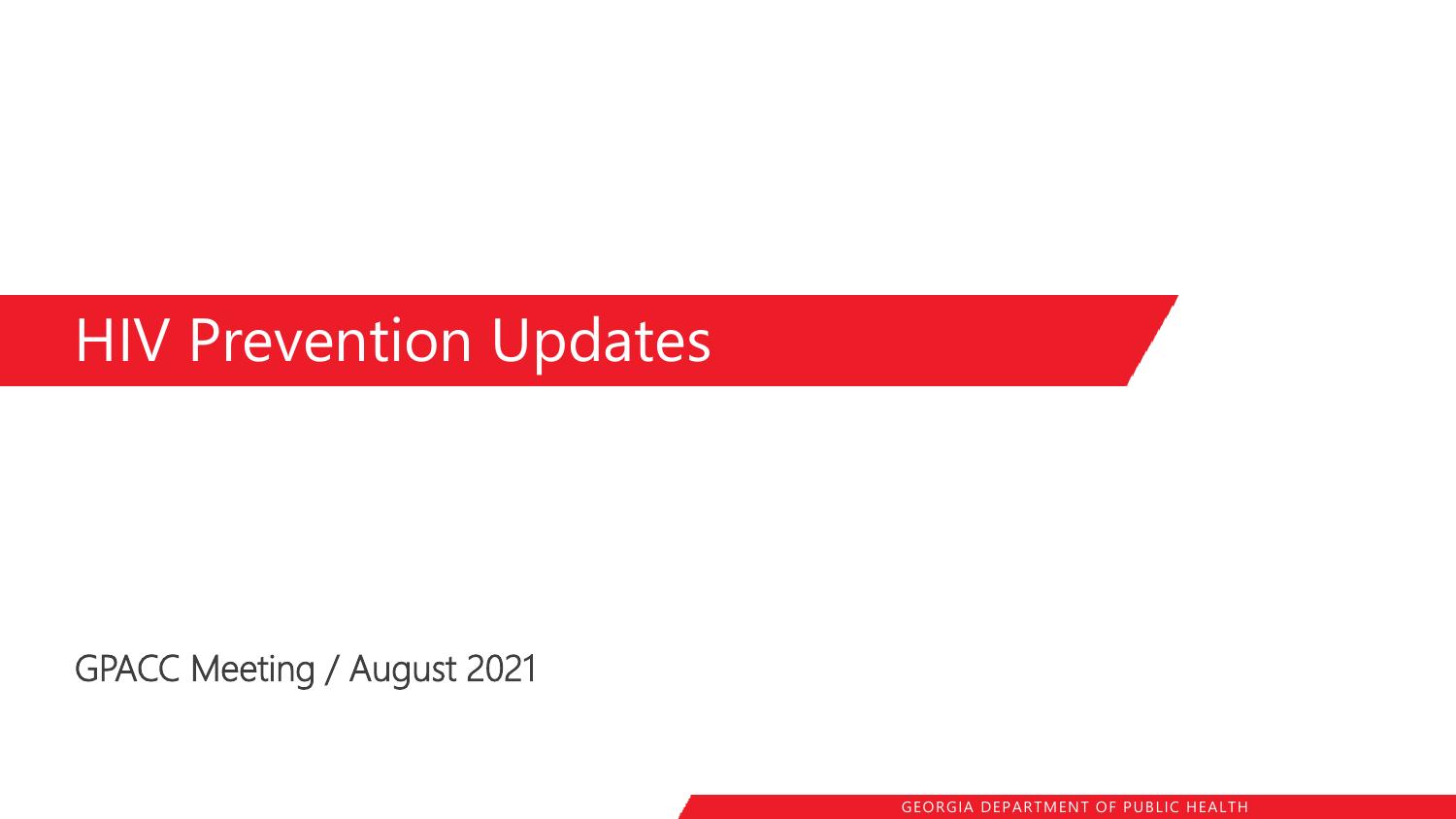# HIV Prevention Updates

GPACC Meeting / August 2021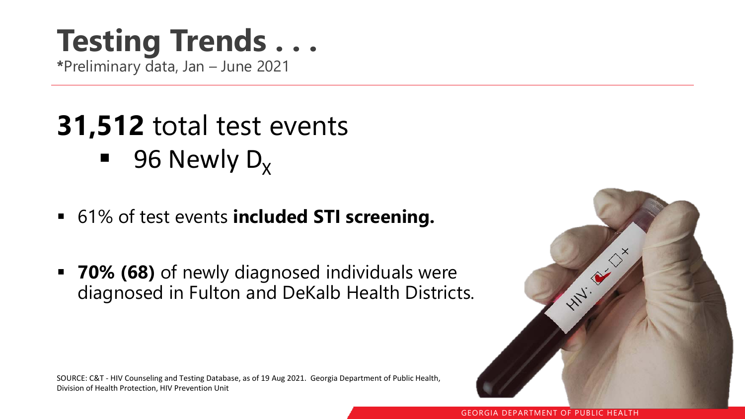# Testing Trends . . .

*Preliminary data, Jan – June 2021

## **31,512** total test events

- 96 Newly $D_X$

- 61% of test events **included STI screening.**

- **70% (68)** of newly diagnosed individuals were diagnosed in Fulton and DeKalb Health Districts.

SOURCE: C&T - HIV Counseling and Testing Database, as of 19 Aug 2021. Georgia Department of Public Health, Division of Health Protection, HIV Prevention Unit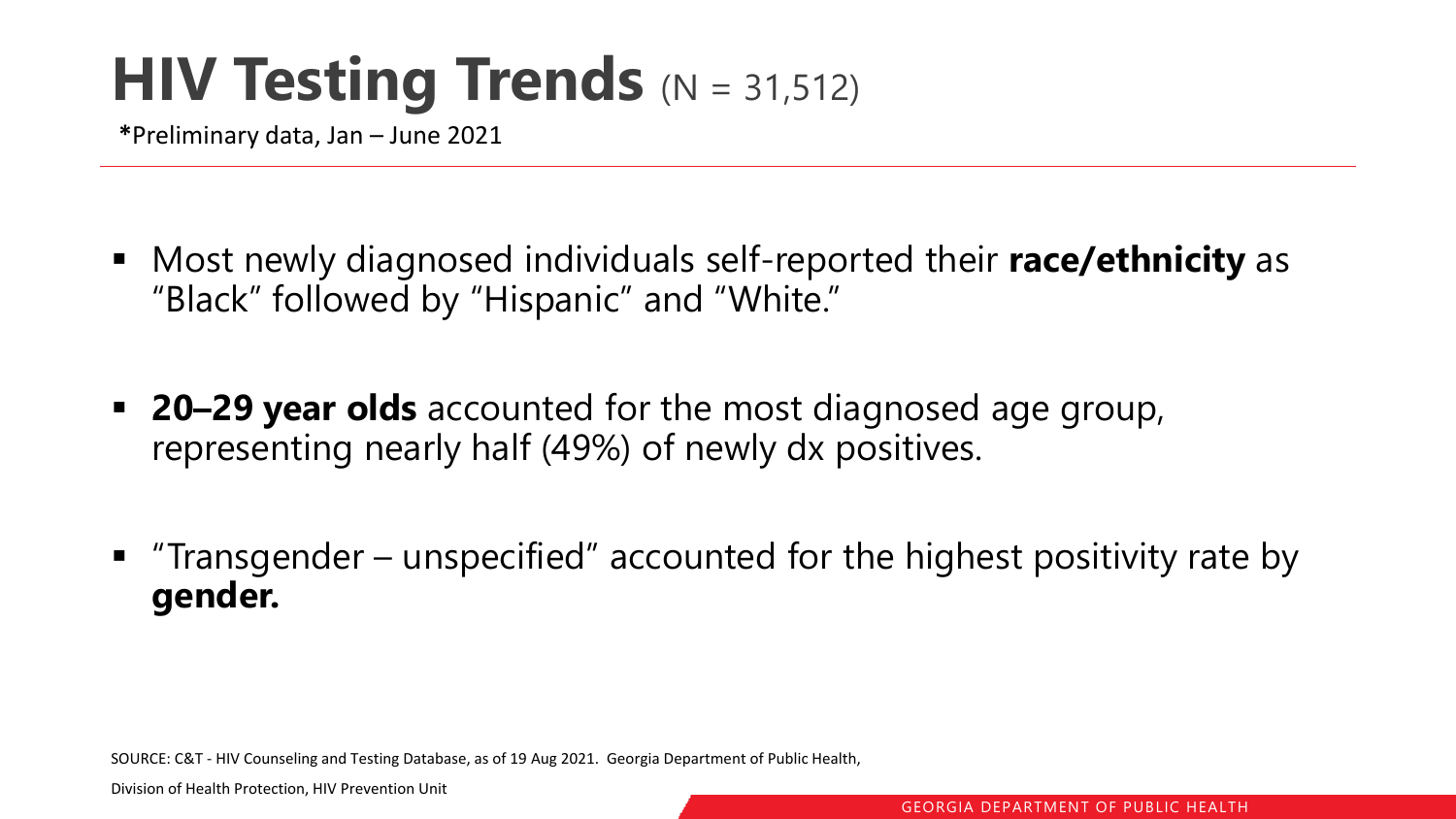# HIV Testing Trends (N = 31,512)

***Preliminary data, Jan – June 2021**

- Most newly diagnosed individuals self-reported their **race/ethnicity** as "Black" followed by "Hispanic" and "White."
- **20–29 year olds** accounted for the most diagnosed age group, representing nearly half (49%) of newly dx positives.
- "Transgender – unspecified" accounted for the highest positivity rate by **gender.**

SOURCE: C&T - HIV Counseling and Testing Database, as of 19 Aug 2021. Georgia Department of Public Health, Division of Health Protection, HIV Prevention Unit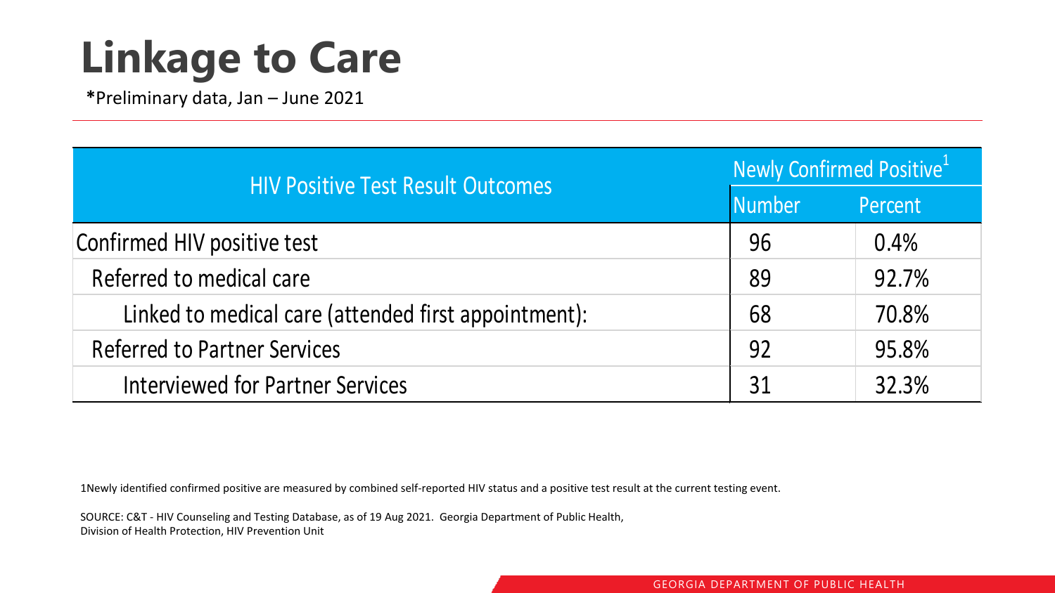# Linkage to Care

*Preliminary data, Jan – June 2021

| HIV Positive Test Result Outcomes | Newly Confirmed Positive[1] | |
|---|---|---|
| | Number | Percent |
| Confirmed HIV positive test | 96 | 0.4% |
| Referred to medical care | 89 | 92.7% |
| Linked to medical care (attended first appointment): | 68 | 70.8% |
| Referred to Partner Services | 92 | 95.8% |
| Interviewed for Partner Services | 31 | 32.3% |

1Newly identified confirmed positive are measured by combined self-reported HIV status and a positive test result at the current testing event.

SOURCE: C&T - HIV Counseling and Testing Database, as of 19 Aug 2021. Georgia Department of Public Health, Division of Health Protection, HIV Prevention Unit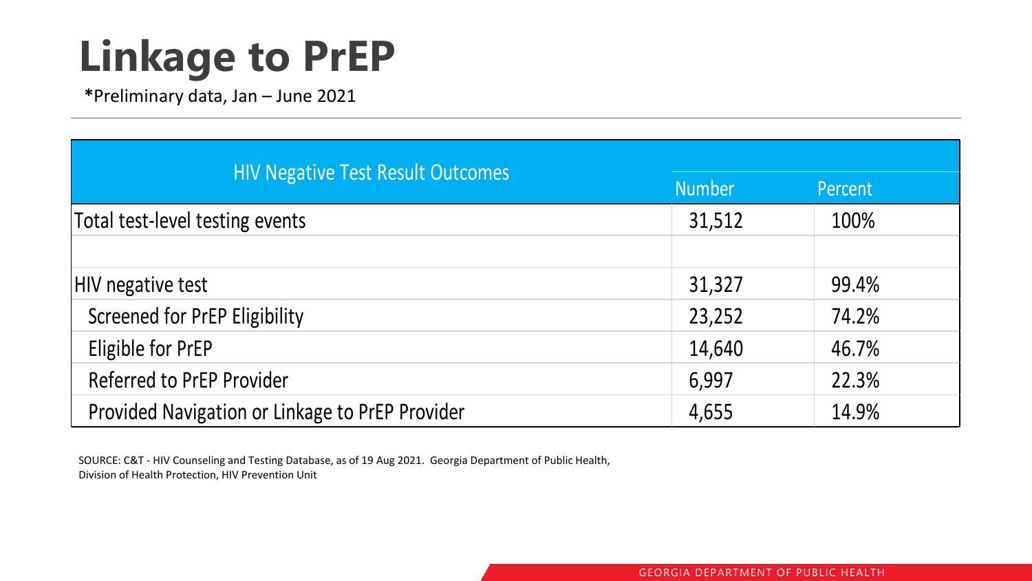# Linkage to PrEP

**\***Preliminary data, Jan – June 2021

| HIV Negative Test Result Outcomes | Number | Percent |
|---|---|---|
| Total test-level testing events | 31,512 | 100% |
| | | |
| HIV negative test | 31,327 | 99.4% |
| Screened for PrEP Eligibility | 23,252 | 74.2% |
| Eligible for PrEP | 14,640 | 46.7% |
| Referred to PrEP Provider | 6,997 | 22.3% |
| Provided Navigation or Linkage to PrEP Provider | 4,655 | 14.9% |

SOURCE: C&T - HIV Counseling and Testing Database, as of 19 Aug 2021. Georgia Department of Public Health, Division of Health Protection, HIV Prevention Unit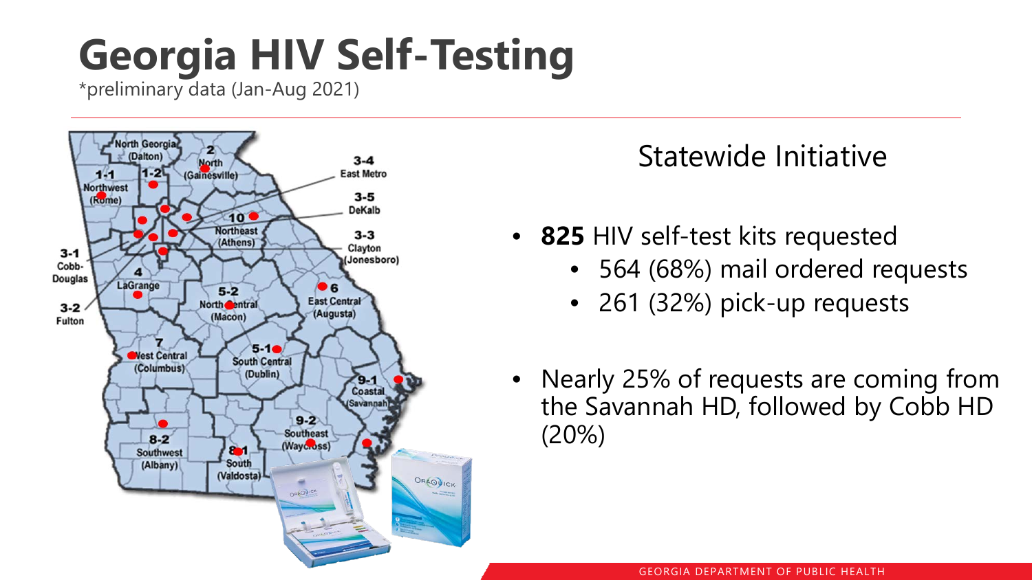# Georgia HIV Self-Testing

*preliminary data (Jan-Aug 2021)

North Georgia (Dalton)
2 North (Gainesville)
1-1 Northwest (Rome)
1-2
3-4 East Metro
3-5 DeKalb
10 Northeast (Athens)
3-3 Clayton (Jonesboro)
3-1 Cobb-Douglas
3-2 Fulton
4 LaGrange
5-2 North Central (Macon)
6 East Central (Augusta)
7 West Central (Columbus)
5-1 South Central (Dublin)
9-1 Coastal (Savannah)
9-2 Southeast (Waycross)
8-2 Southwest (Albany)
8-1 South (Valdosta)

## Statewide Initiative

- **825** HIV self-test kits requested
  - 564 (68%) mail ordered requests
  - 261 (32%) pick-up requests
- Nearly 25% of requests are coming from the Savannah HD, followed by Cobb HD (20%)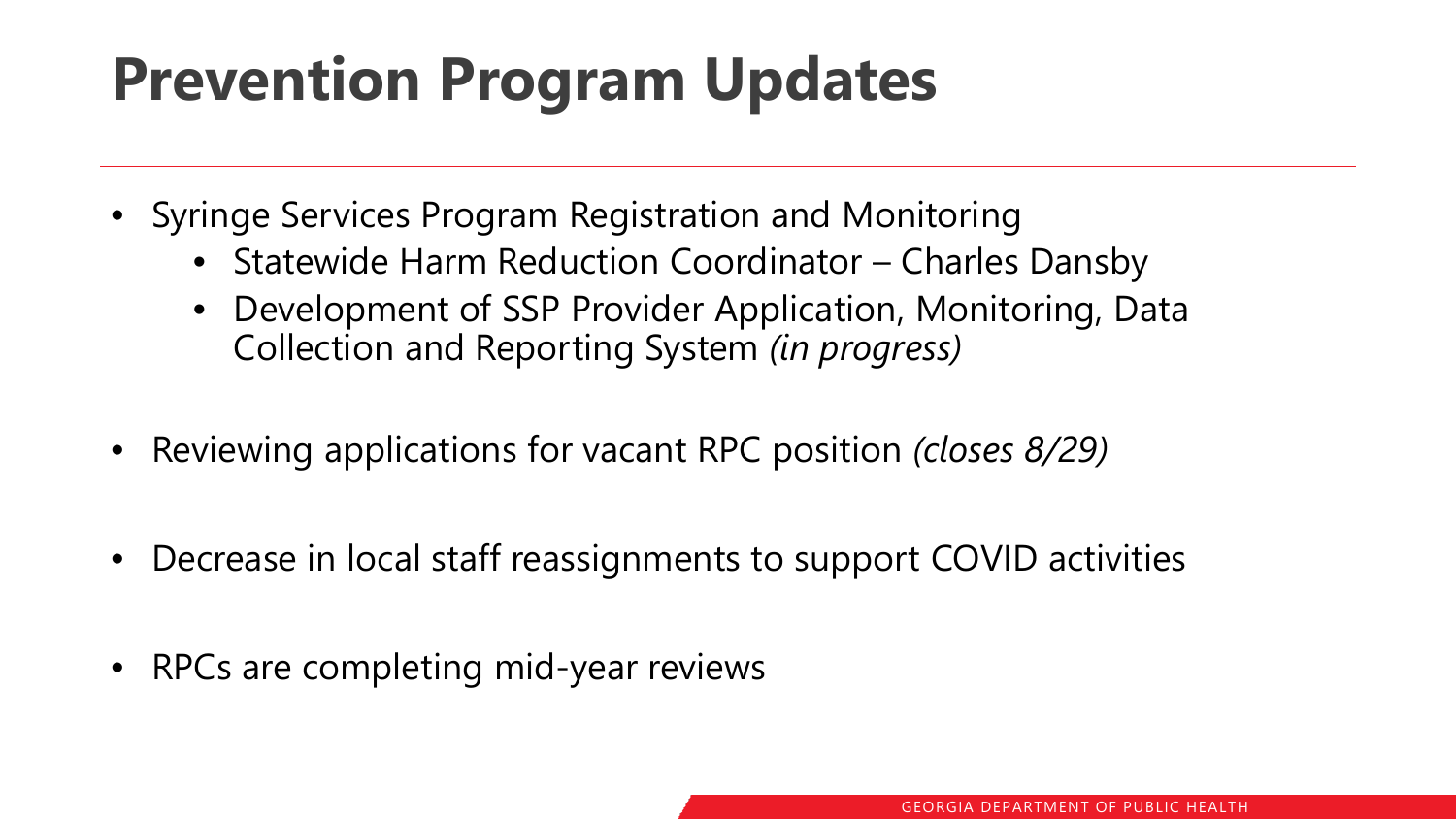# Prevention Program Updates

- Syringe Services Program Registration and Monitoring
  - Statewide Harm Reduction Coordinator – Charles Dansby
  - Development of SSP Provider Application, Monitoring, Data Collection and Reporting System *(in progress)*
- Reviewing applications for vacant RPC position *(closes 8/29)*
- Decrease in local staff reassignments to support COVID activities
- RPCs are completing mid-year reviews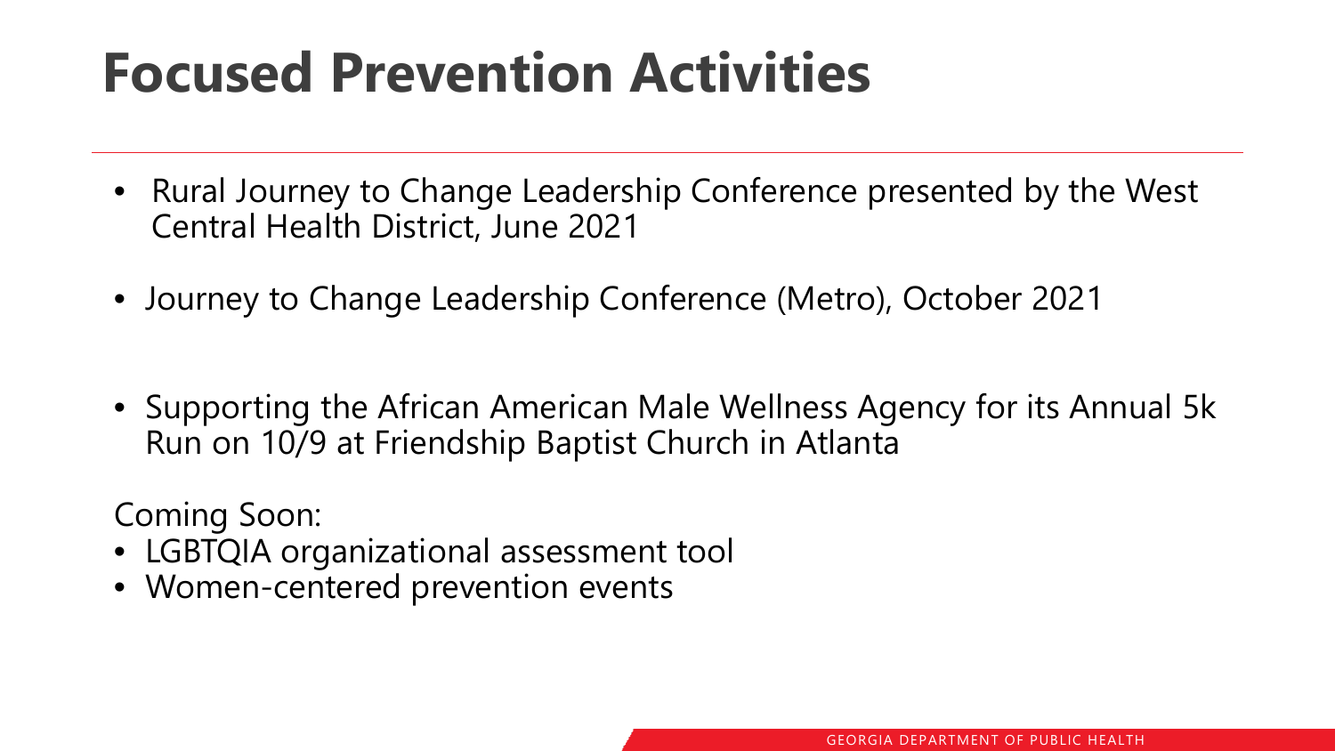# Focused Prevention Activities

- Rural Journey to Change Leadership Conference presented by the West Central Health District, June 2021
- Journey to Change Leadership Conference (Metro), October 2021
- Supporting the African American Male Wellness Agency for its Annual 5k Run on 10/9 at Friendship Baptist Church in Atlanta

Coming Soon:

- LGBTQIA organizational assessment tool
- Women-centered prevention events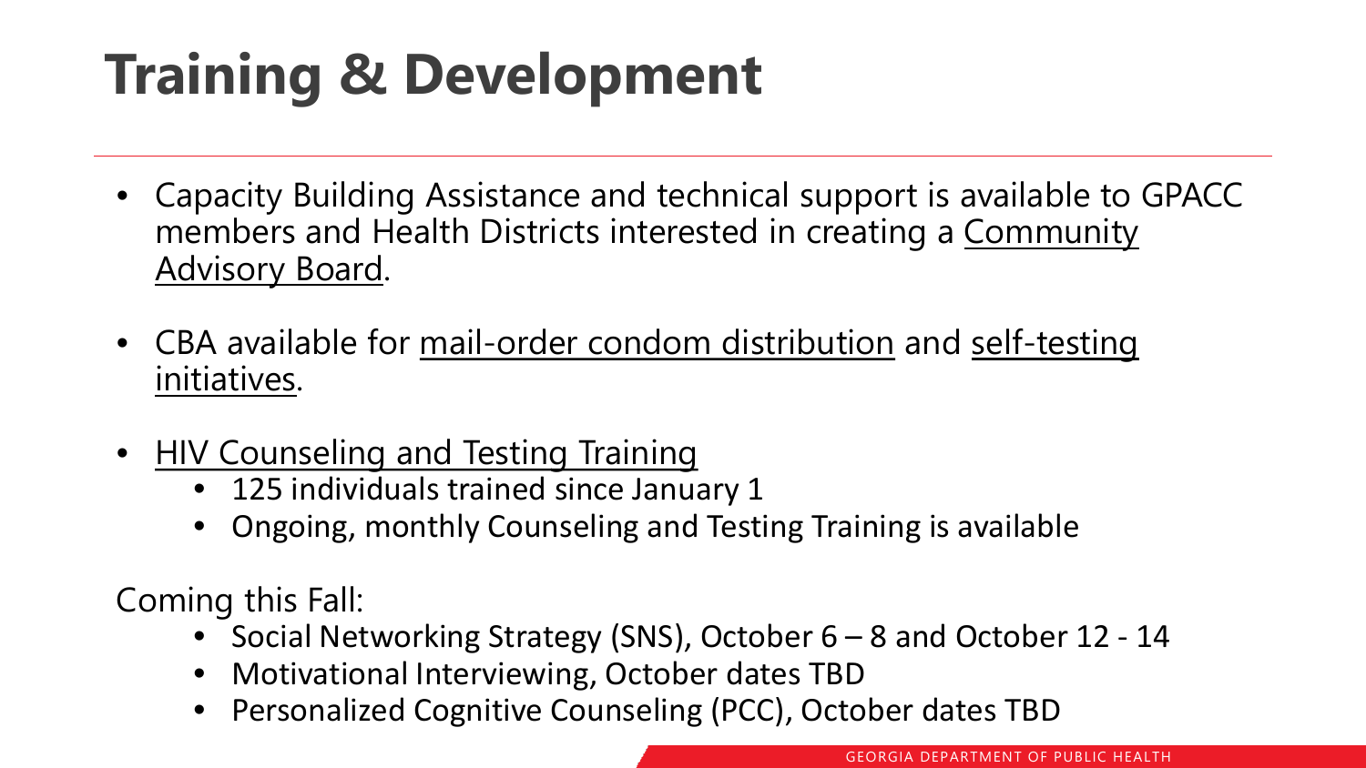# Training & Development

- Capacity Building Assistance and technical support is available to GPACC members and Health Districts interested in creating a Community Advisory Board.
- CBA available for mail-order condom distribution and self-testing initiatives.
- HIV Counseling and Testing Training
  - 125 individuals trained since January 1
  - Ongoing, monthly Counseling and Testing Training is available

Coming this Fall:

- Social Networking Strategy (SNS), October 6 – 8 and October 12 - 14
- Motivational Interviewing, October dates TBD
- Personalized Cognitive Counseling (PCC), October dates TBD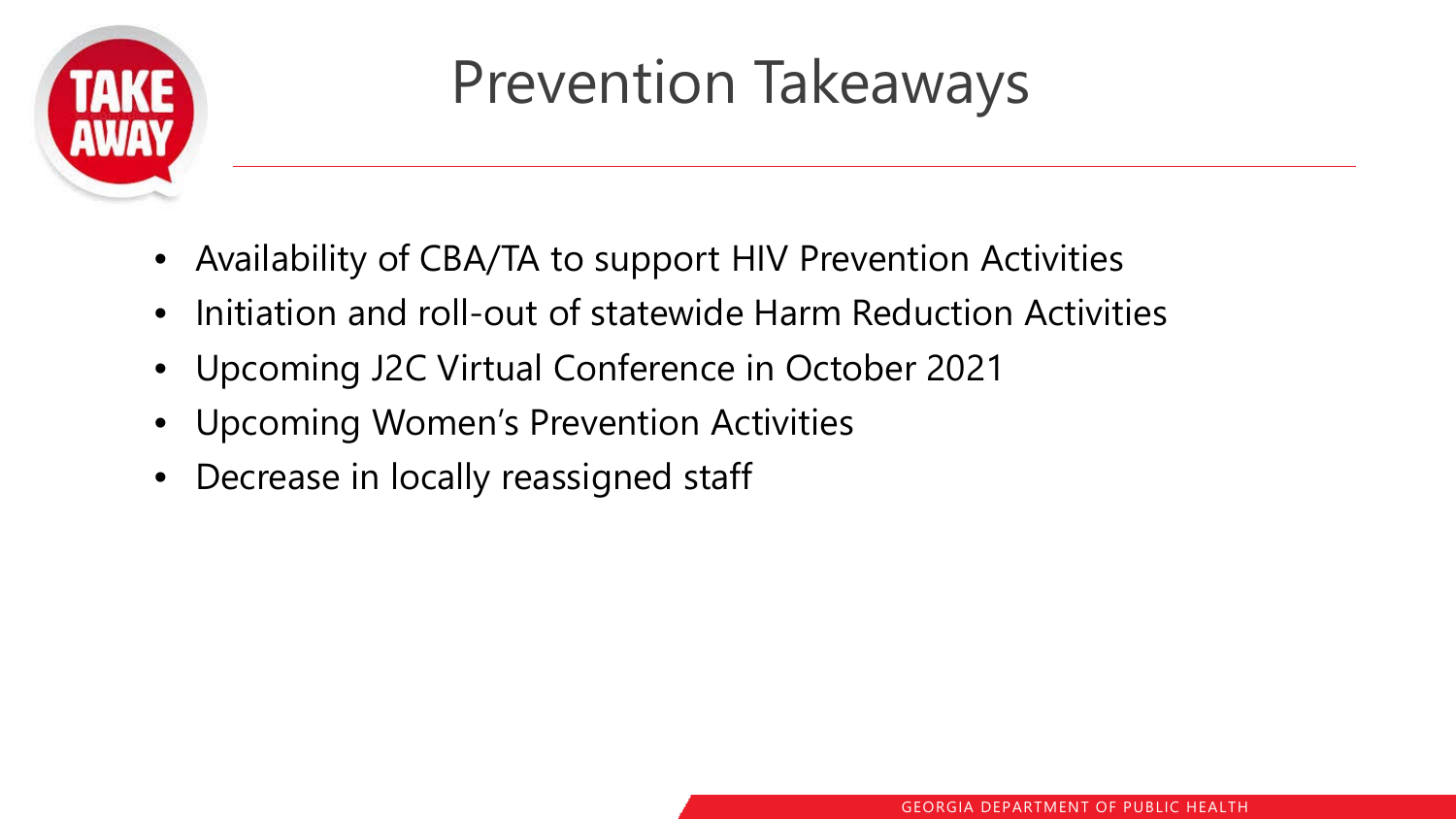# Prevention Takeaways

- Availability of CBA/TA to support HIV Prevention Activities
- Initiation and roll-out of statewide Harm Reduction Activities
- Upcoming J2C Virtual Conference in October 2021
- Upcoming Women's Prevention Activities
- Decrease in locally reassigned staff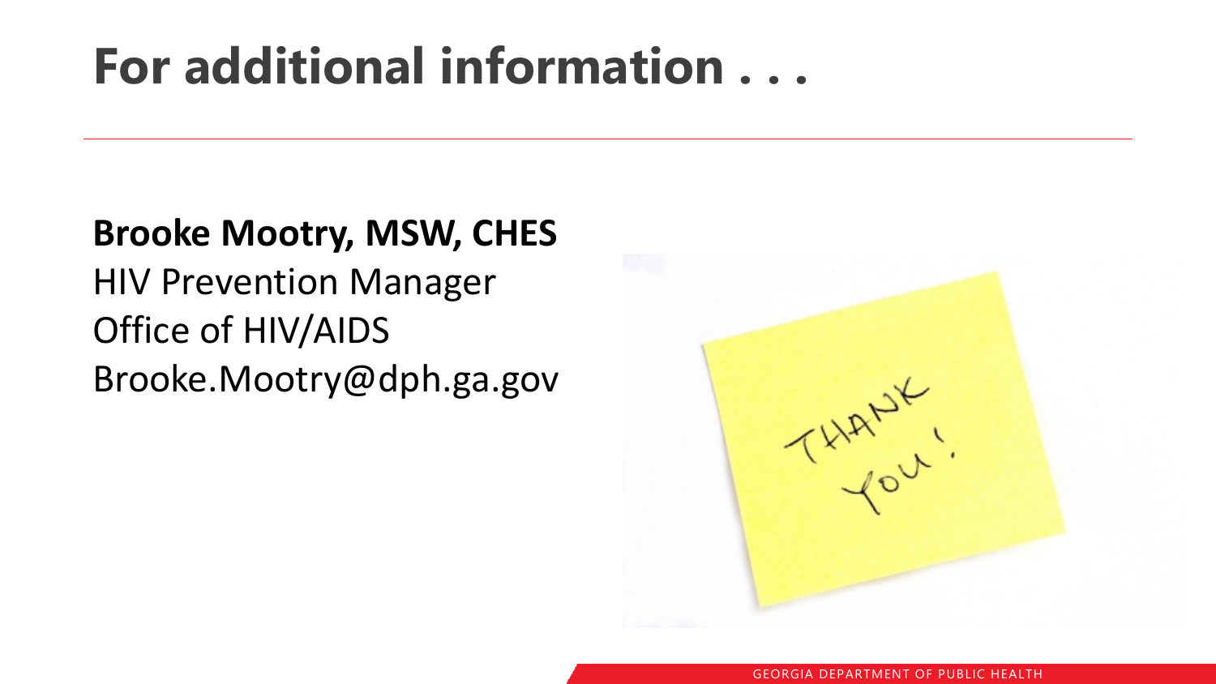# For additional information . . .

**Brooke Mootry, MSW, CHES**
HIV Prevention Manager
Office of HIV/AIDS
Brooke.Mootry@dph.ga.gov